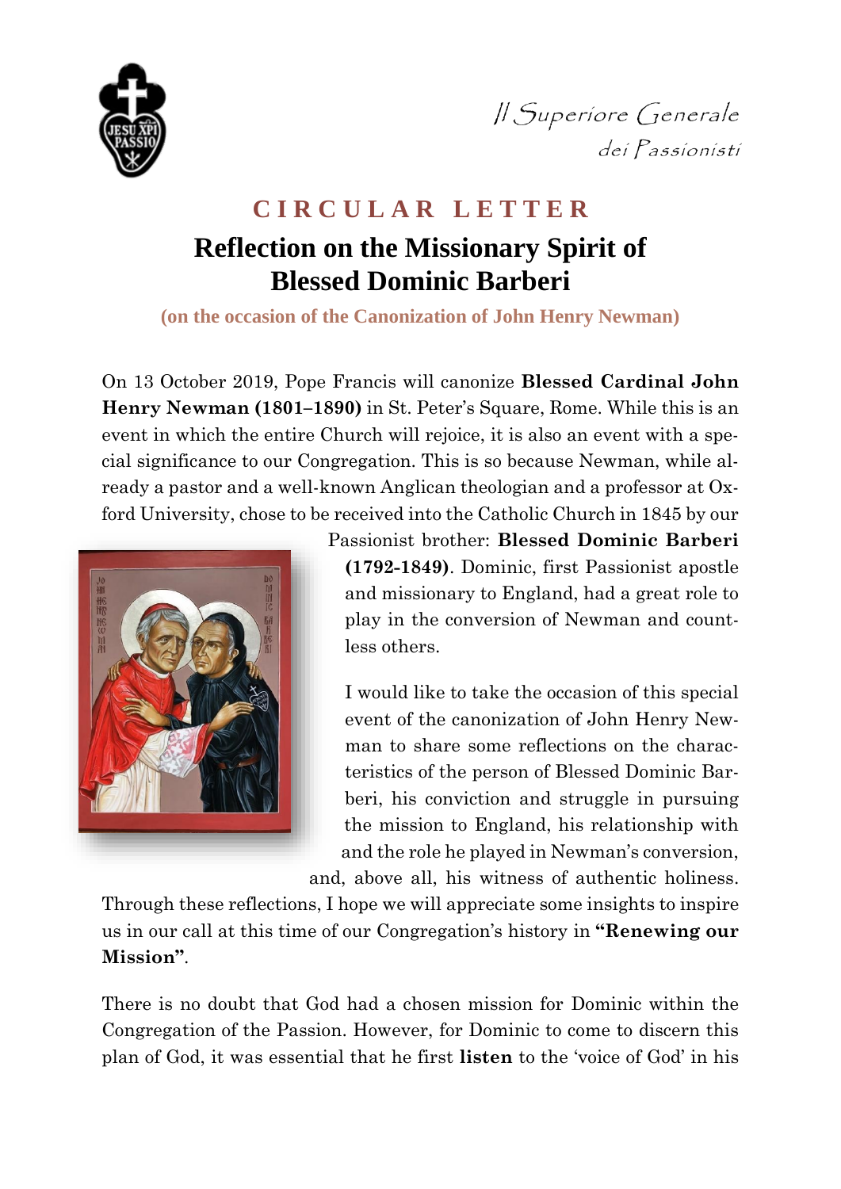*Il Superiore Generale*
*dei Passionisti*

# CIRCULAR LETTER

## Reflection on the Missionary Spirit of Blessed Dominic Barberi

**(on the occasion of the Canonization of John Henry Newman)**

On 13 October 2019, Pope Francis will canonize **Blessed Cardinal John Henry Newman (1801–1890)** in St. Peter's Square, Rome. While this is an event in which the entire Church will rejoice, it is also an event with a special significance to our Congregation. This is so because Newman, while already a pastor and a well-known Anglican theologian and a professor at Oxford University, chose to be received into the Catholic Church in 1845 by our Passionist brother: **Blessed Dominic Barberi (1792-1849)**. Dominic, first Passionist apostle and missionary to England, had a great role to play in the conversion of Newman and countless others.

I would like to take the occasion of this special event of the canonization of John Henry Newman to share some reflections on the characteristics of the person of Blessed Dominic Barberi, his conviction and struggle in pursuing the mission to England, his relationship with and the role he played in Newman's conversion, and, above all, his witness of authentic holiness. Through these reflections, I hope we will appreciate some insights to inspire us in our call at this time of our Congregation's history in **"Renewing our Mission"**.

There is no doubt that God had a chosen mission for Dominic within the Congregation of the Passion. However, for Dominic to come to discern this plan of God, it was essential that he first **listen** to the 'voice of God' in his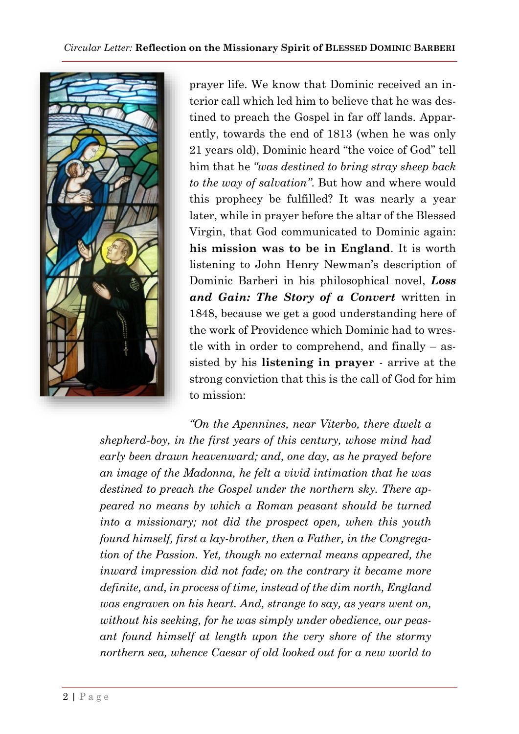prayer life. We know that Dominic received an interior call which led him to believe that he was destined to preach the Gospel in far off lands. Apparently, towards the end of 1813 (when he was only 21 years old), Dominic heard "the voice of God" tell him that he *"was destined to bring stray sheep back to the way of salvation"*. But how and where would this prophecy be fulfilled? It was nearly a year later, while in prayer before the altar of the Blessed Virgin, that God communicated to Dominic again: **his mission was to be in England**. It is worth listening to John Henry Newman's description of Dominic Barberi in his philosophical novel, ***Loss and Gain: The Story of a Convert*** written in 1848, because we get a good understanding here of the work of Providence which Dominic had to wrestle with in order to comprehend, and finally – assisted by his **listening in prayer** - arrive at the strong conviction that this is the call of God for him to mission:

*"On the Apennines, near Viterbo, there dwelt a shepherd-boy, in the first years of this century, whose mind had early been drawn heavenward; and, one day, as he prayed before an image of the Madonna, he felt a vivid intimation that he was destined to preach the Gospel under the northern sky. There appeared no means by which a Roman peasant should be turned into a missionary; not did the prospect open, when this youth found himself, first a lay-brother, then a Father, in the Congregation of the Passion. Yet, though no external means appeared, the inward impression did not fade; on the contrary it became more definite, and, in process of time, instead of the dim north, England was engraven on his heart. And, strange to say, as years went on, without his seeking, for he was simply under obedience, our peasant found himself at length upon the very shore of the stormy northern sea, whence Caesar of old looked out for a new world to*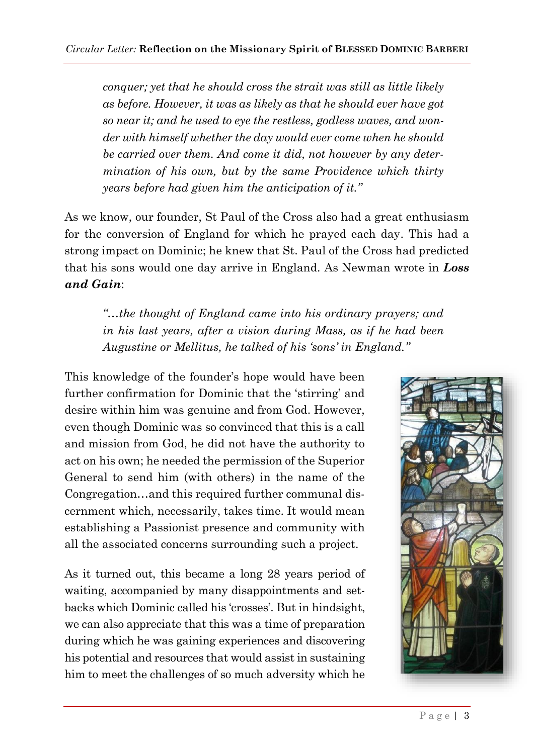> *conquer; yet that he should cross the strait was still as little likely as before. However, it was as likely as that he should ever have got so near it; and he used to eye the restless, godless waves, and wonder with himself whether the day would ever come when he should be carried over them. And come it did, not however by any determination of his own, but by the same Providence which thirty years before had given him the anticipation of it."*

As we know, our founder, St Paul of the Cross also had a great enthusiasm for the conversion of England for which he prayed each day. This had a strong impact on Dominic; he knew that St. Paul of the Cross had predicted that his sons would one day arrive in England. As Newman wrote in ***Loss and Gain***:

> *"…the thought of England came into his ordinary prayers; and in his last years, after a vision during Mass, as if he had been Augustine or Mellitus, he talked of his 'sons' in England."*

This knowledge of the founder's hope would have been further confirmation for Dominic that the 'stirring' and desire within him was genuine and from God. However, even though Dominic was so convinced that this is a call and mission from God, he did not have the authority to act on his own; he needed the permission of the Superior General to send him (with others) in the name of the Congregation…and this required further communal discernment which, necessarily, takes time. It would mean establishing a Passionist presence and community with all the associated concerns surrounding such a project.

As it turned out, this became a long 28 years period of waiting, accompanied by many disappointments and setbacks which Dominic called his 'crosses'. But in hindsight, we can also appreciate that this was a time of preparation during which he was gaining experiences and discovering his potential and resources that would assist in sustaining him to meet the challenges of so much adversity which he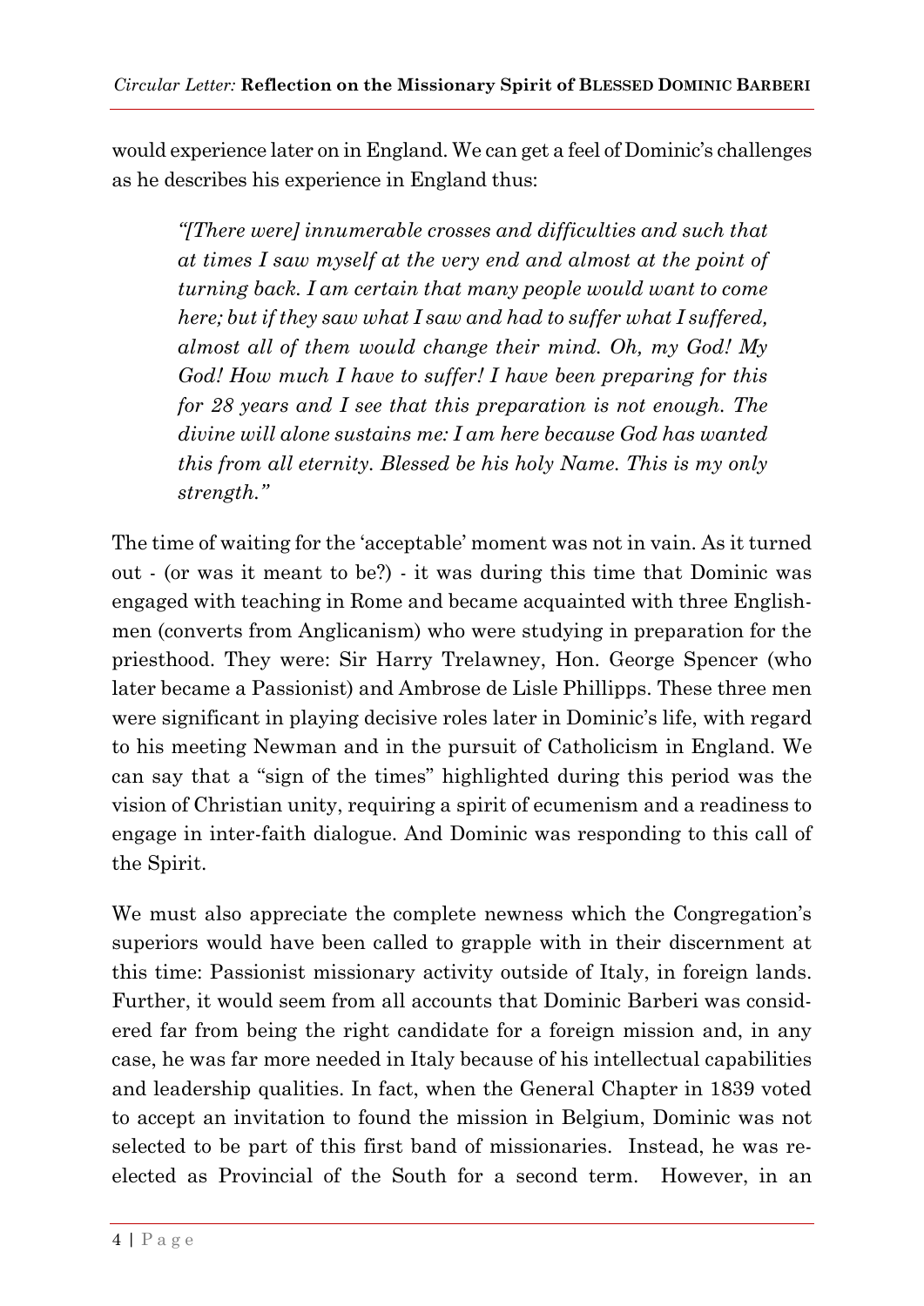would experience later on in England. We can get a feel of Dominic's challenges as he describes his experience in England thus:

> *"[There were] innumerable crosses and difficulties and such that at times I saw myself at the very end and almost at the point of turning back. I am certain that many people would want to come here; but if they saw what I saw and had to suffer what I suffered, almost all of them would change their mind. Oh, my God! My God! How much I have to suffer! I have been preparing for this for 28 years and I see that this preparation is not enough. The divine will alone sustains me: I am here because God has wanted this from all eternity. Blessed be his holy Name. This is my only strength."*

The time of waiting for the 'acceptable' moment was not in vain. As it turned out - (or was it meant to be?) - it was during this time that Dominic was engaged with teaching in Rome and became acquainted with three Englishmen (converts from Anglicanism) who were studying in preparation for the priesthood. They were: Sir Harry Trelawney, Hon. George Spencer (who later became a Passionist) and Ambrose de Lisle Phillipps. These three men were significant in playing decisive roles later in Dominic's life, with regard to his meeting Newman and in the pursuit of Catholicism in England. We can say that a "sign of the times" highlighted during this period was the vision of Christian unity, requiring a spirit of ecumenism and a readiness to engage in inter-faith dialogue. And Dominic was responding to this call of the Spirit.

We must also appreciate the complete newness which the Congregation's superiors would have been called to grapple with in their discernment at this time: Passionist missionary activity outside of Italy, in foreign lands. Further, it would seem from all accounts that Dominic Barberi was considered far from being the right candidate for a foreign mission and, in any case, he was far more needed in Italy because of his intellectual capabilities and leadership qualities. In fact, when the General Chapter in 1839 voted to accept an invitation to found the mission in Belgium, Dominic was not selected to be part of this first band of missionaries. Instead, he was re-elected as Provincial of the South for a second term. However, in an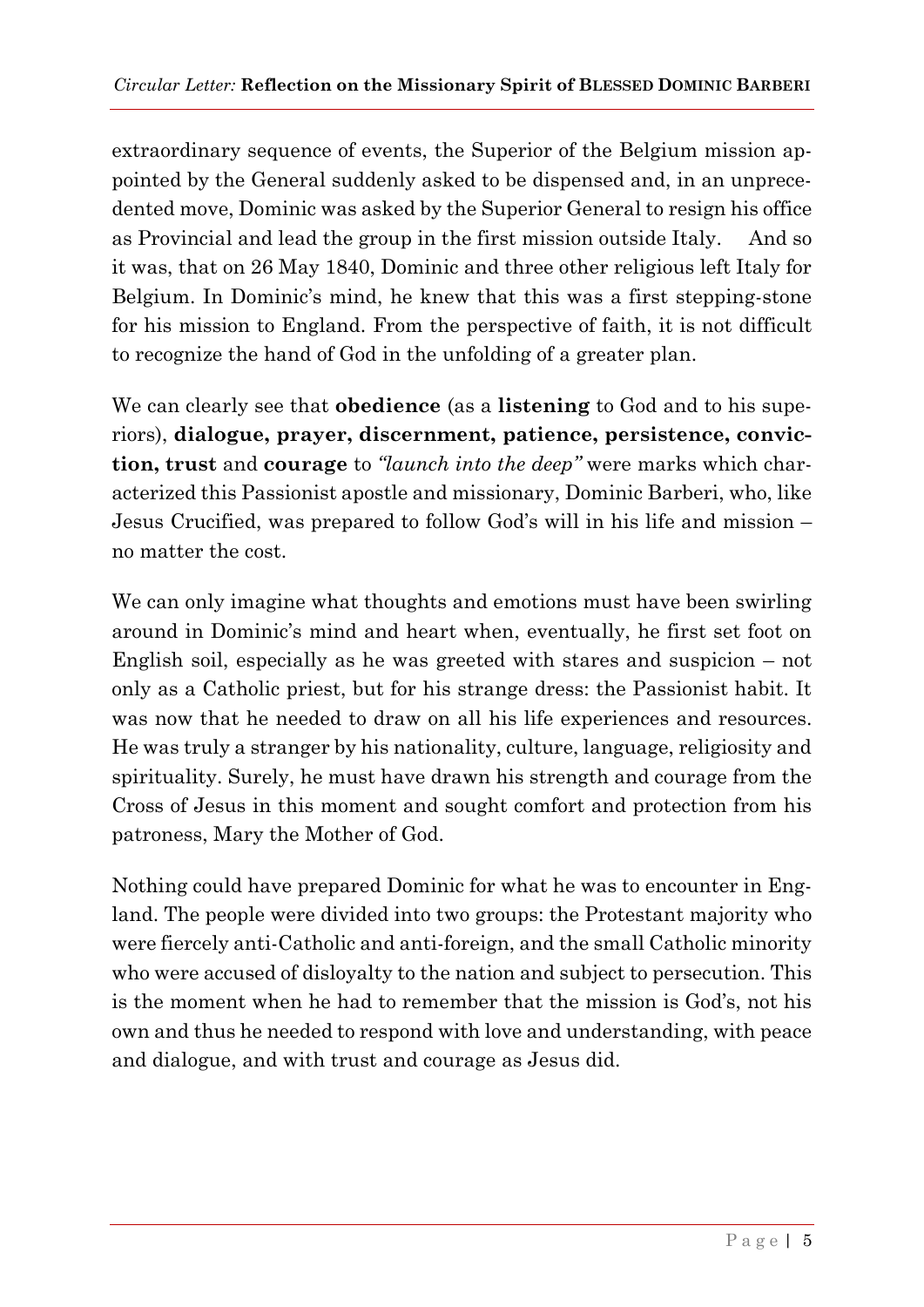extraordinary sequence of events, the Superior of the Belgium mission appointed by the General suddenly asked to be dispensed and, in an unprecedented move, Dominic was asked by the Superior General to resign his office as Provincial and lead the group in the first mission outside Italy. And so it was, that on 26 May 1840, Dominic and three other religious left Italy for Belgium. In Dominic's mind, he knew that this was a first stepping-stone for his mission to England. From the perspective of faith, it is not difficult to recognize the hand of God in the unfolding of a greater plan.

We can clearly see that **obedience** (as a **listening** to God and to his superiors), **dialogue, prayer, discernment, patience, persistence, conviction, trust** and **courage** to *"launch into the deep"* were marks which characterized this Passionist apostle and missionary, Dominic Barberi, who, like Jesus Crucified, was prepared to follow God's will in his life and mission – no matter the cost.

We can only imagine what thoughts and emotions must have been swirling around in Dominic's mind and heart when, eventually, he first set foot on English soil, especially as he was greeted with stares and suspicion – not only as a Catholic priest, but for his strange dress: the Passionist habit. It was now that he needed to draw on all his life experiences and resources. He was truly a stranger by his nationality, culture, language, religiosity and spirituality. Surely, he must have drawn his strength and courage from the Cross of Jesus in this moment and sought comfort and protection from his patroness, Mary the Mother of God.

Nothing could have prepared Dominic for what he was to encounter in England. The people were divided into two groups: the Protestant majority who were fiercely anti-Catholic and anti-foreign, and the small Catholic minority who were accused of disloyalty to the nation and subject to persecution. This is the moment when he had to remember that the mission is God's, not his own and thus he needed to respond with love and understanding, with peace and dialogue, and with trust and courage as Jesus did.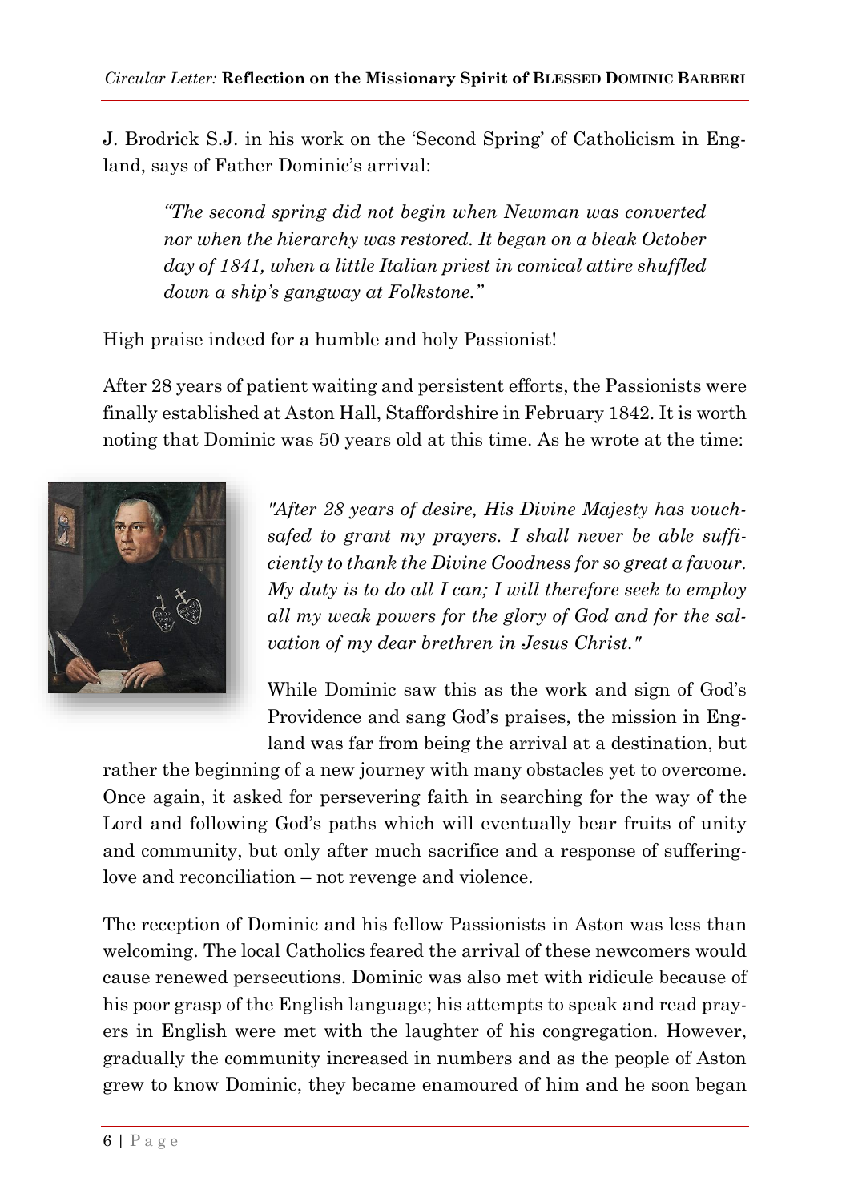J. Brodrick S.J. in his work on the 'Second Spring' of Catholicism in England, says of Father Dominic's arrival:

> *"The second spring did not begin when Newman was converted nor when the hierarchy was restored. It began on a bleak October day of 1841, when a little Italian priest in comical attire shuffled down a ship's gangway at Folkstone."*

High praise indeed for a humble and holy Passionist!

After 28 years of patient waiting and persistent efforts, the Passionists were finally established at Aston Hall, Staffordshire in February 1842. It is worth noting that Dominic was 50 years old at this time. As he wrote at the time:

> *"After 28 years of desire, His Divine Majesty has vouchsafed to grant my prayers. I shall never be able sufficiently to thank the Divine Goodness for so great a favour. My duty is to do all I can; I will therefore seek to employ all my weak powers for the glory of God and for the salvation of my dear brethren in Jesus Christ."*

While Dominic saw this as the work and sign of God's Providence and sang God's praises, the mission in England was far from being the arrival at a destination, but rather the beginning of a new journey with many obstacles yet to overcome. Once again, it asked for persevering faith in searching for the way of the Lord and following God's paths which will eventually bear fruits of unity and community, but only after much sacrifice and a response of suffering-love and reconciliation – not revenge and violence.

The reception of Dominic and his fellow Passionists in Aston was less than welcoming. The local Catholics feared the arrival of these newcomers would cause renewed persecutions. Dominic was also met with ridicule because of his poor grasp of the English language; his attempts to speak and read prayers in English were met with the laughter of his congregation. However, gradually the community increased in numbers and as the people of Aston grew to know Dominic, they became enamoured of him and he soon began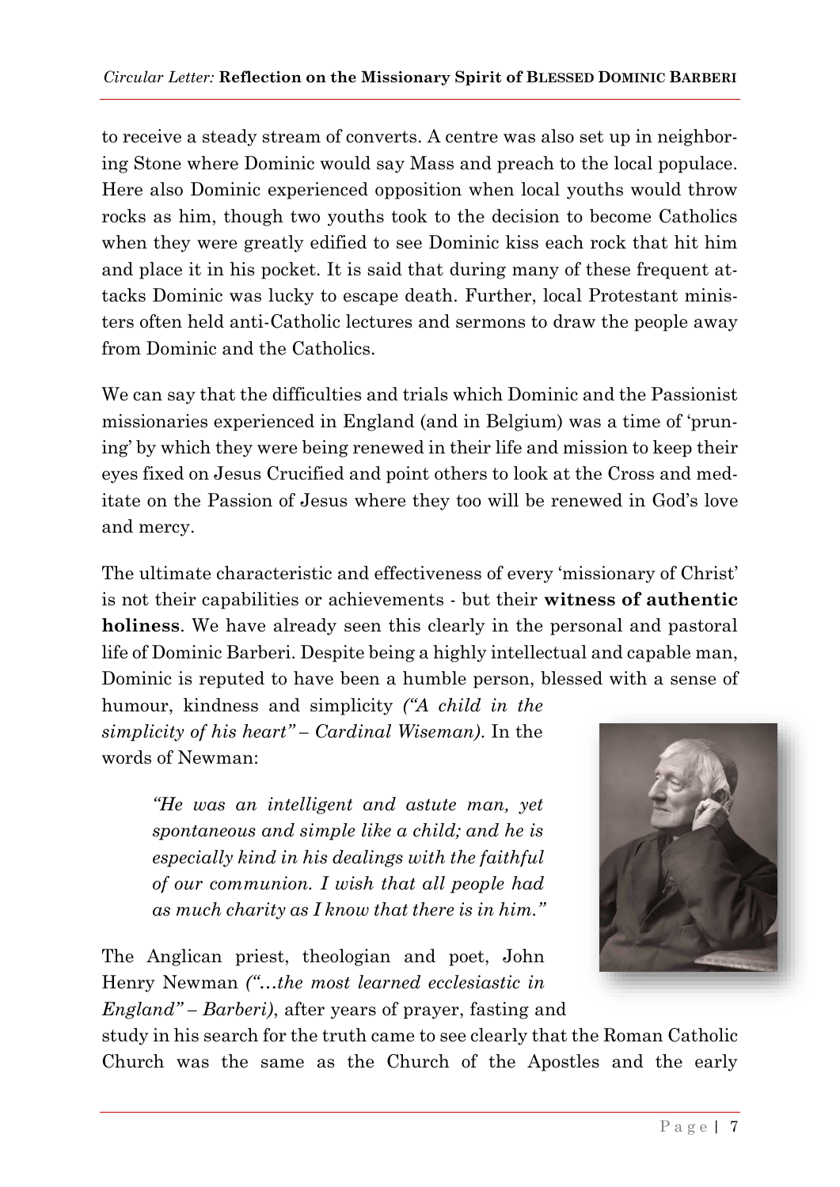to receive a steady stream of converts. A centre was also set up in neighboring Stone where Dominic would say Mass and preach to the local populace. Here also Dominic experienced opposition when local youths would throw rocks as him, though two youths took to the decision to become Catholics when they were greatly edified to see Dominic kiss each rock that hit him and place it in his pocket. It is said that during many of these frequent attacks Dominic was lucky to escape death. Further, local Protestant ministers often held anti-Catholic lectures and sermons to draw the people away from Dominic and the Catholics.

We can say that the difficulties and trials which Dominic and the Passionist missionaries experienced in England (and in Belgium) was a time of 'pruning' by which they were being renewed in their life and mission to keep their eyes fixed on Jesus Crucified and point others to look at the Cross and meditate on the Passion of Jesus where they too will be renewed in God's love and mercy.

The ultimate characteristic and effectiveness of every 'missionary of Christ' is not their capabilities or achievements - but their **witness of authentic holiness**. We have already seen this clearly in the personal and pastoral life of Dominic Barberi. Despite being a highly intellectual and capable man, Dominic is reputed to have been a humble person, blessed with a sense of humour, kindness and simplicity *("A child in the simplicity of his heart" – Cardinal Wiseman)*. In the words of Newman:

> *"He was an intelligent and astute man, yet spontaneous and simple like a child; and he is especially kind in his dealings with the faithful of our communion. I wish that all people had as much charity as I know that there is in him."*

The Anglican priest, theologian and poet, John Henry Newman *("…the most learned ecclesiastic in England" – Barberi)*, after years of prayer, fasting and study in his search for the truth came to see clearly that the Roman Catholic Church was the same as the Church of the Apostles and the early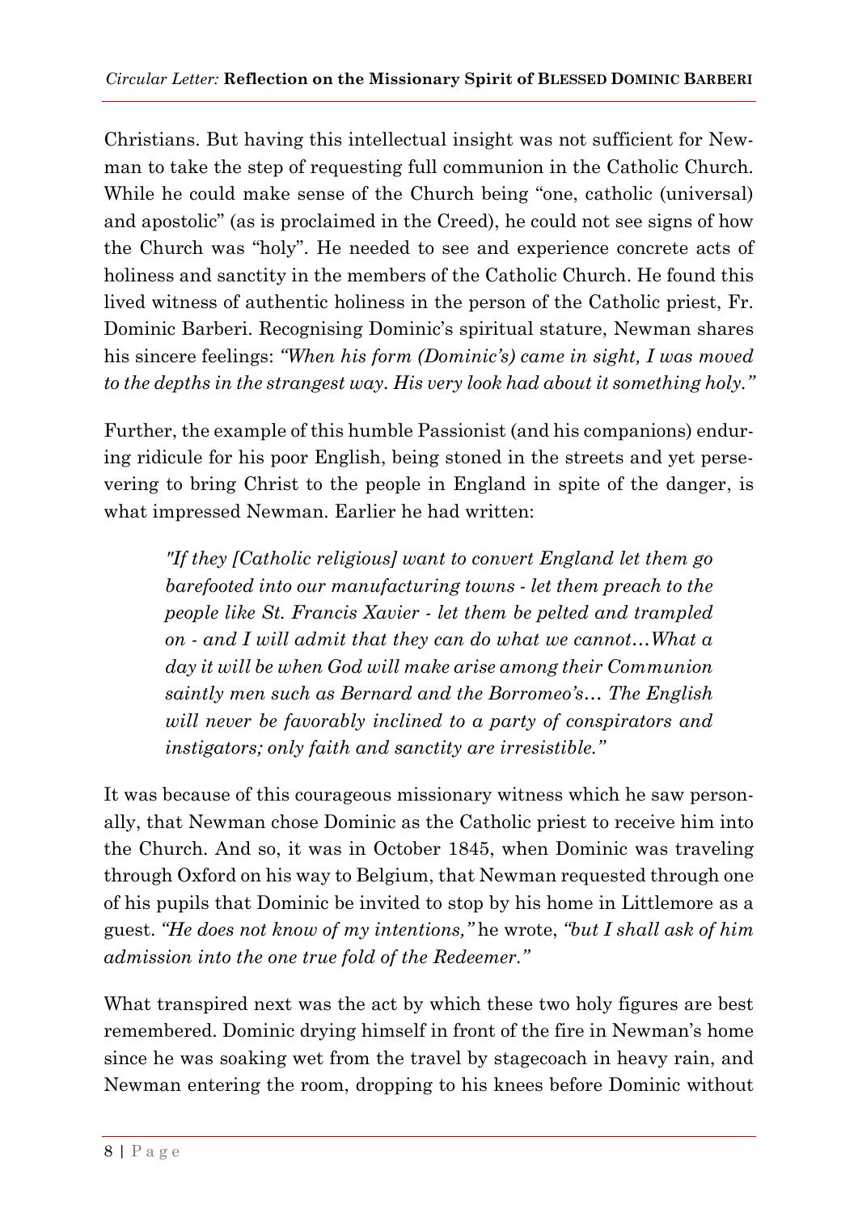Christians. But having this intellectual insight was not sufficient for Newman to take the step of requesting full communion in the Catholic Church. While he could make sense of the Church being "one, catholic (universal) and apostolic" (as is proclaimed in the Creed), he could not see signs of how the Church was "holy". He needed to see and experience concrete acts of holiness and sanctity in the members of the Catholic Church. He found this lived witness of authentic holiness in the person of the Catholic priest, Fr. Dominic Barberi. Recognising Dominic's spiritual stature, Newman shares his sincere feelings: *"When his form (Dominic's) came in sight, I was moved to the depths in the strangest way. His very look had about it something holy."*

Further, the example of this humble Passionist (and his companions) enduring ridicule for his poor English, being stoned in the streets and yet persevering to bring Christ to the people in England in spite of the danger, is what impressed Newman. Earlier he had written:

> *"If they [Catholic religious] want to convert England let them go barefooted into our manufacturing towns - let them preach to the people like St. Francis Xavier - let them be pelted and trampled on - and I will admit that they can do what we cannot…What a day it will be when God will make arise among their Communion saintly men such as Bernard and the Borromeo's… The English will never be favorably inclined to a party of conspirators and instigators; only faith and sanctity are irresistible."*

It was because of this courageous missionary witness which he saw personally, that Newman chose Dominic as the Catholic priest to receive him into the Church. And so, it was in October 1845, when Dominic was traveling through Oxford on his way to Belgium, that Newman requested through one of his pupils that Dominic be invited to stop by his home in Littlemore as a guest. *"He does not know of my intentions,"* he wrote, *"but I shall ask of him admission into the one true fold of the Redeemer."*

What transpired next was the act by which these two holy figures are best remembered. Dominic drying himself in front of the fire in Newman's home since he was soaking wet from the travel by stagecoach in heavy rain, and Newman entering the room, dropping to his knees before Dominic without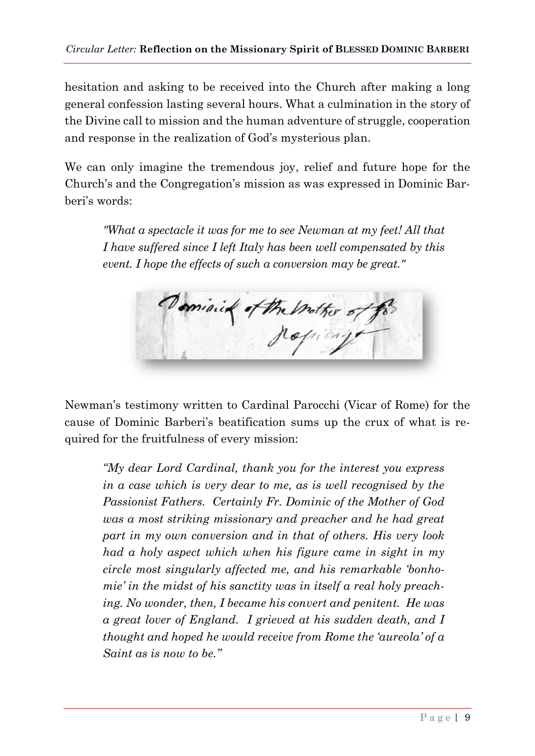hesitation and asking to be received into the Church after making a long general confession lasting several hours. What a culmination in the story of the Divine call to mission and the human adventure of struggle, cooperation and response in the realization of God's mysterious plan.

We can only imagine the tremendous joy, relief and future hope for the Church's and the Congregation's mission as was expressed in Dominic Barberi's words:

> *"What a spectacle it was for me to see Newman at my feet! All that I have suffered since I left Italy has been well compensated by this event. I hope the effects of such a conversion may be great."*

Newman's testimony written to Cardinal Parocchi (Vicar of Rome) for the cause of Dominic Barberi's beatification sums up the crux of what is required for the fruitfulness of every mission:

> *"My dear Lord Cardinal, thank you for the interest you express in a case which is very dear to me, as is well recognised by the Passionist Fathers. Certainly Fr. Dominic of the Mother of God was a most striking missionary and preacher and he had great part in my own conversion and in that of others. His very look had a holy aspect which when his figure came in sight in my circle most singularly affected me, and his remarkable 'bonhomie' in the midst of his sanctity was in itself a real holy preaching. No wonder, then, I became his convert and penitent. He was a great lover of England. I grieved at his sudden death, and I thought and hoped he would receive from Rome the 'aureola' of a Saint as is now to be."*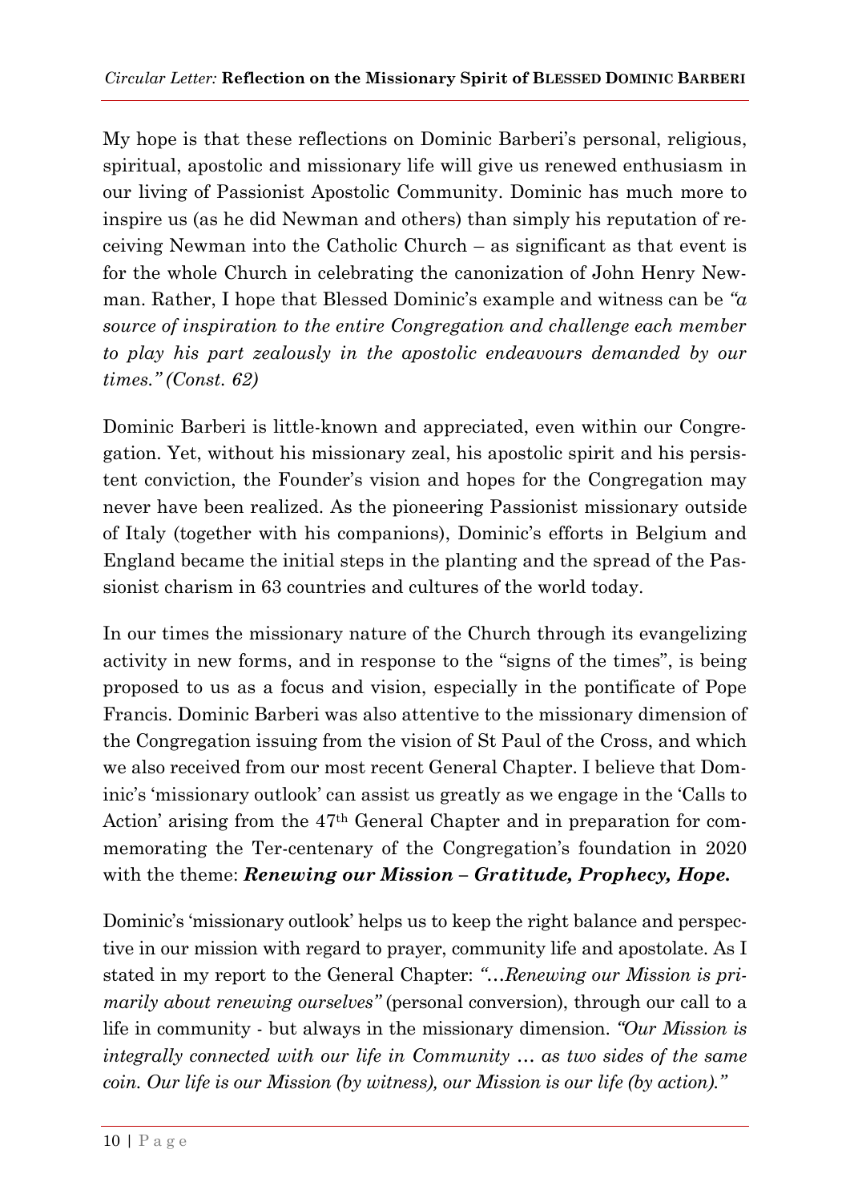My hope is that these reflections on Dominic Barberi's personal, religious, spiritual, apostolic and missionary life will give us renewed enthusiasm in our living of Passionist Apostolic Community. Dominic has much more to inspire us (as he did Newman and others) than simply his reputation of receiving Newman into the Catholic Church – as significant as that event is for the whole Church in celebrating the canonization of John Henry Newman. Rather, I hope that Blessed Dominic's example and witness can be *"a source of inspiration to the entire Congregation and challenge each member to play his part zealously in the apostolic endeavours demanded by our times." (Const. 62)*

Dominic Barberi is little-known and appreciated, even within our Congregation. Yet, without his missionary zeal, his apostolic spirit and his persistent conviction, the Founder's vision and hopes for the Congregation may never have been realized. As the pioneering Passionist missionary outside of Italy (together with his companions), Dominic's efforts in Belgium and England became the initial steps in the planting and the spread of the Passionist charism in 63 countries and cultures of the world today.

In our times the missionary nature of the Church through its evangelizing activity in new forms, and in response to the "signs of the times", is being proposed to us as a focus and vision, especially in the pontificate of Pope Francis. Dominic Barberi was also attentive to the missionary dimension of the Congregation issuing from the vision of St Paul of the Cross, and which we also received from our most recent General Chapter. I believe that Dominic's 'missionary outlook' can assist us greatly as we engage in the 'Calls to Action' arising from the 47th General Chapter and in preparation for commemorating the Ter-centenary of the Congregation's foundation in 2020 with the theme: ***Renewing our Mission – Gratitude, Prophecy, Hope.***

Dominic's 'missionary outlook' helps us to keep the right balance and perspective in our mission with regard to prayer, community life and apostolate. As I stated in my report to the General Chapter: *"…Renewing our Mission is primarily about renewing ourselves"* (personal conversion), through our call to a life in community - but always in the missionary dimension. *"Our Mission is integrally connected with our life in Community … as two sides of the same coin. Our life is our Mission (by witness), our Mission is our life (by action)."*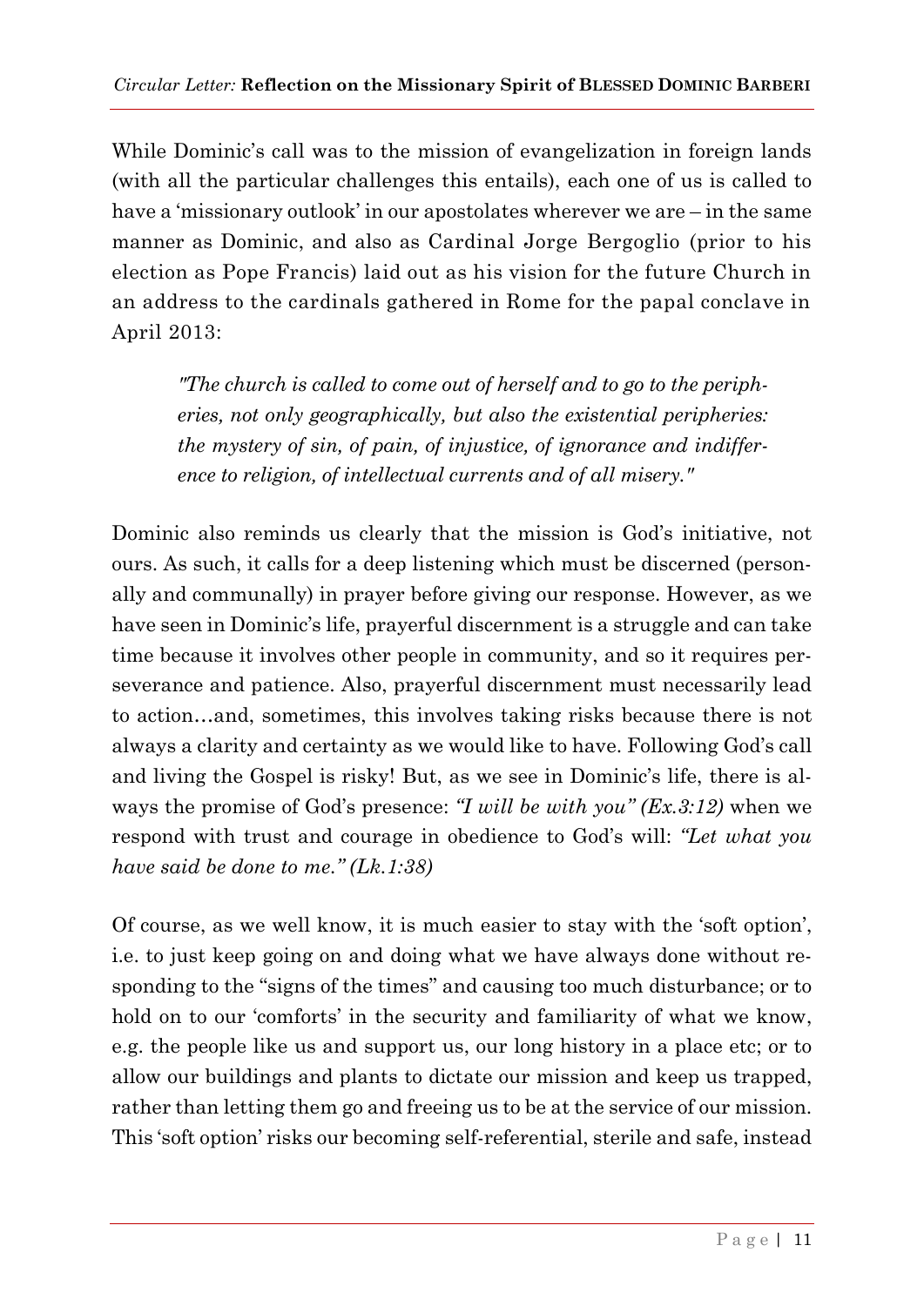While Dominic's call was to the mission of evangelization in foreign lands (with all the particular challenges this entails), each one of us is called to have a 'missionary outlook' in our apostolates wherever we are – in the same manner as Dominic, and also as Cardinal Jorge Bergoglio (prior to his election as Pope Francis) laid out as his vision for the future Church in an address to the cardinals gathered in Rome for the papal conclave in April 2013:

> *"The church is called to come out of herself and to go to the peripheries, not only geographically, but also the existential peripheries: the mystery of sin, of pain, of injustice, of ignorance and indifference to religion, of intellectual currents and of all misery."*

Dominic also reminds us clearly that the mission is God's initiative, not ours. As such, it calls for a deep listening which must be discerned (personally and communally) in prayer before giving our response. However, as we have seen in Dominic's life, prayerful discernment is a struggle and can take time because it involves other people in community, and so it requires perseverance and patience. Also, prayerful discernment must necessarily lead to action…and, sometimes, this involves taking risks because there is not always a clarity and certainty as we would like to have. Following God's call and living the Gospel is risky! But, as we see in Dominic's life, there is always the promise of God's presence: *"I will be with you" (Ex.3:12)* when we respond with trust and courage in obedience to God's will: *"Let what you have said be done to me." (Lk.1:38)*

Of course, as we well know, it is much easier to stay with the 'soft option', i.e. to just keep going on and doing what we have always done without responding to the "signs of the times" and causing too much disturbance; or to hold on to our 'comforts' in the security and familiarity of what we know, e.g. the people like us and support us, our long history in a place etc; or to allow our buildings and plants to dictate our mission and keep us trapped, rather than letting them go and freeing us to be at the service of our mission. This 'soft option' risks our becoming self-referential, sterile and safe, instead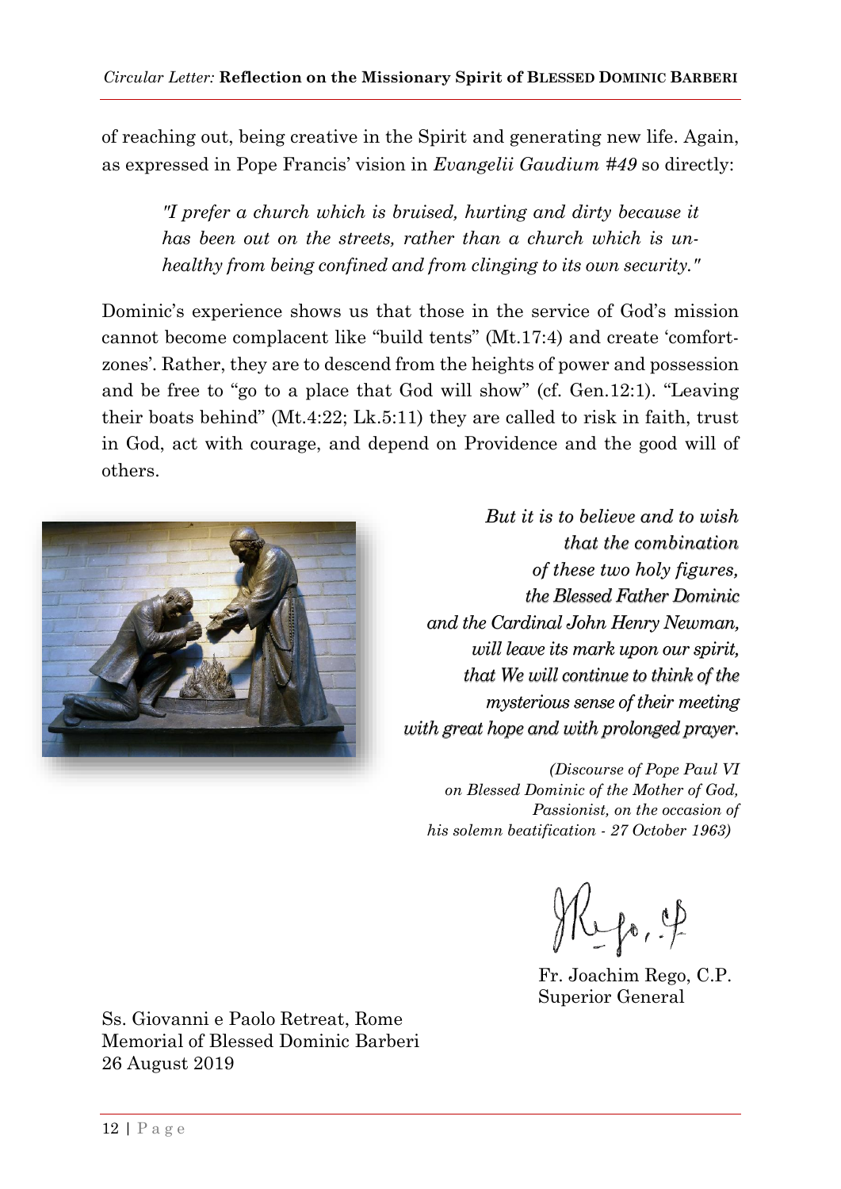of reaching out, being creative in the Spirit and generating new life. Again, as expressed in Pope Francis' vision in *Evangelii Gaudium #49* so directly:

> *"I prefer a church which is bruised, hurting and dirty because it has been out on the streets, rather than a church which is unhealthy from being confined and from clinging to its own security."*

Dominic's experience shows us that those in the service of God's mission cannot become complacent like "build tents" (Mt.17:4) and create 'comfort-zones'. Rather, they are to descend from the heights of power and possession and be free to "go to a place that God will show" (cf. Gen.12:1). "Leaving their boats behind" (Mt.4:22; Lk.5:11) they are called to risk in faith, trust in God, act with courage, and depend on Providence and the good will of others.

*But it is to believe and to wish*
*that the combination*
*of these two holy figures,*
*the Blessed Father Dominic*
*and the Cardinal John Henry Newman,*
*will leave its mark upon our spirit,*
*that We will continue to think of the*
*mysterious sense of their meeting*
*with great hope and with prolonged prayer.*

*(Discourse of Pope Paul VI*
*on Blessed Dominic of the Mother of God,*
*Passionist, on the occasion of*
*his solemn beatification - 27 October 1963)*

Fr. Joachim Rego, C.P.
Superior General

Ss. Giovanni e Paolo Retreat, Rome
Memorial of Blessed Dominic Barberi
26 August 2019